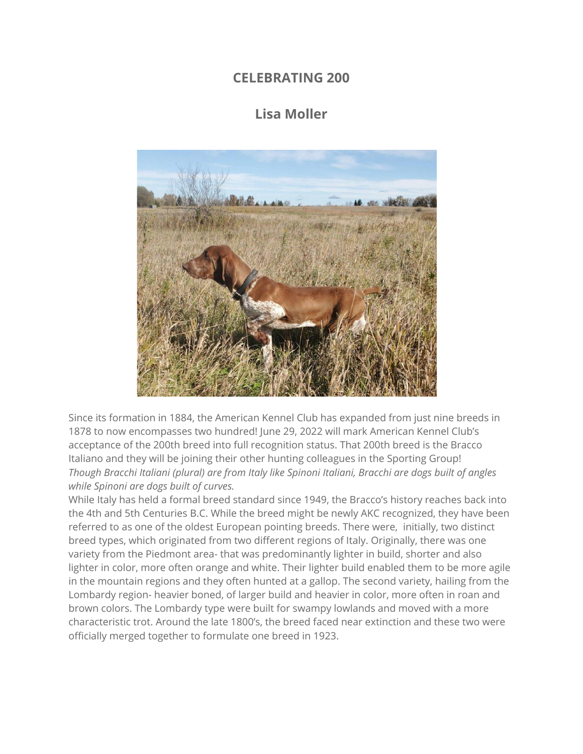# CELEBRATING 200

## Lisa Moller

Since its formation in 1884, the American Kennel Club has expanded from just nine breeds in 1878 to now encompasses two hundred! June 29, 2022 will mark American Kennel Club's acceptance of the 200th breed into full recognition status. That 200th breed is the Bracco Italiano and they will be joining their other hunting colleagues in the Sporting Group!

*Though Bracchi Italiani (plural) are from Italy like Spinoni Italiani, Bracchi are dogs built of angles while Spinoni are dogs built of curves.*

While Italy has held a formal breed standard since 1949, the Bracco's history reaches back into the 4th and 5th Centuries B.C. While the breed might be newly AKC recognized, they have been referred to as one of the oldest European pointing breeds. There were, initially, two distinct breed types, which originated from two different regions of Italy. Originally, there was one variety from the Piedmont area- that was predominantly lighter in build, shorter and also lighter in color, more often orange and white. Their lighter build enabled them to be more agile in the mountain regions and they often hunted at a gallop. The second variety, hailing from the Lombardy region- heavier boned, of larger build and heavier in color, more often in roan and brown colors. The Lombardy type were built for swampy lowlands and moved with a more characteristic trot. Around the late 1800's, the breed faced near extinction and these two were officially merged together to formulate one breed in 1923.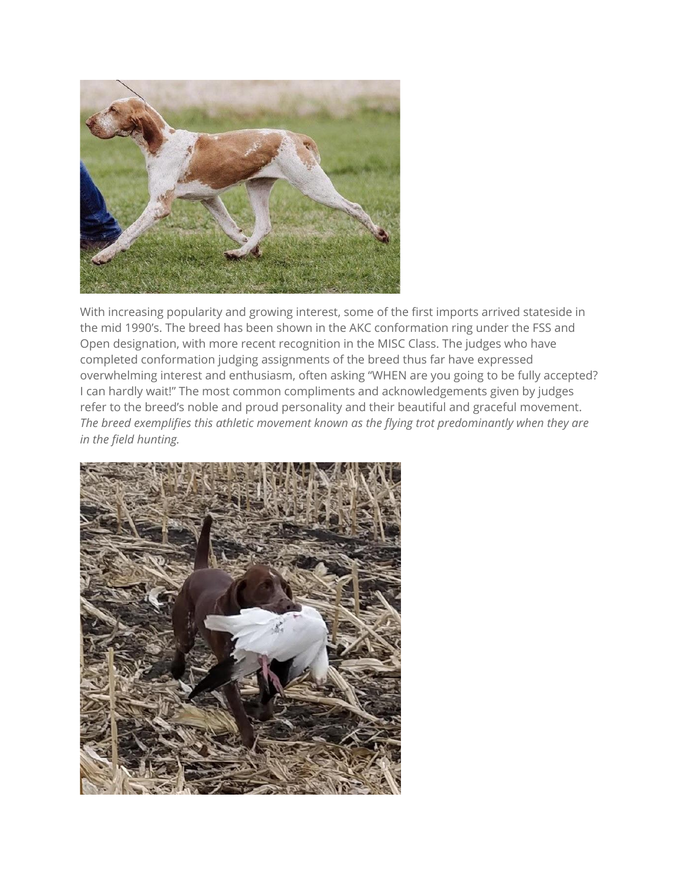With increasing popularity and growing interest, some of the first imports arrived stateside in the mid 1990's. The breed has been shown in the AKC conformation ring under the FSS and Open designation, with more recent recognition in the MISC Class. The judges who have completed conformation judging assignments of the breed thus far have expressed overwhelming interest and enthusiasm, often asking "WHEN are you going to be fully accepted? I can hardly wait!" The most common compliments and acknowledgements given by judges refer to the breed's noble and proud personality and their beautiful and graceful movement. *The breed exemplifies this athletic movement known as the flying trot predominantly when they are in the field hunting.*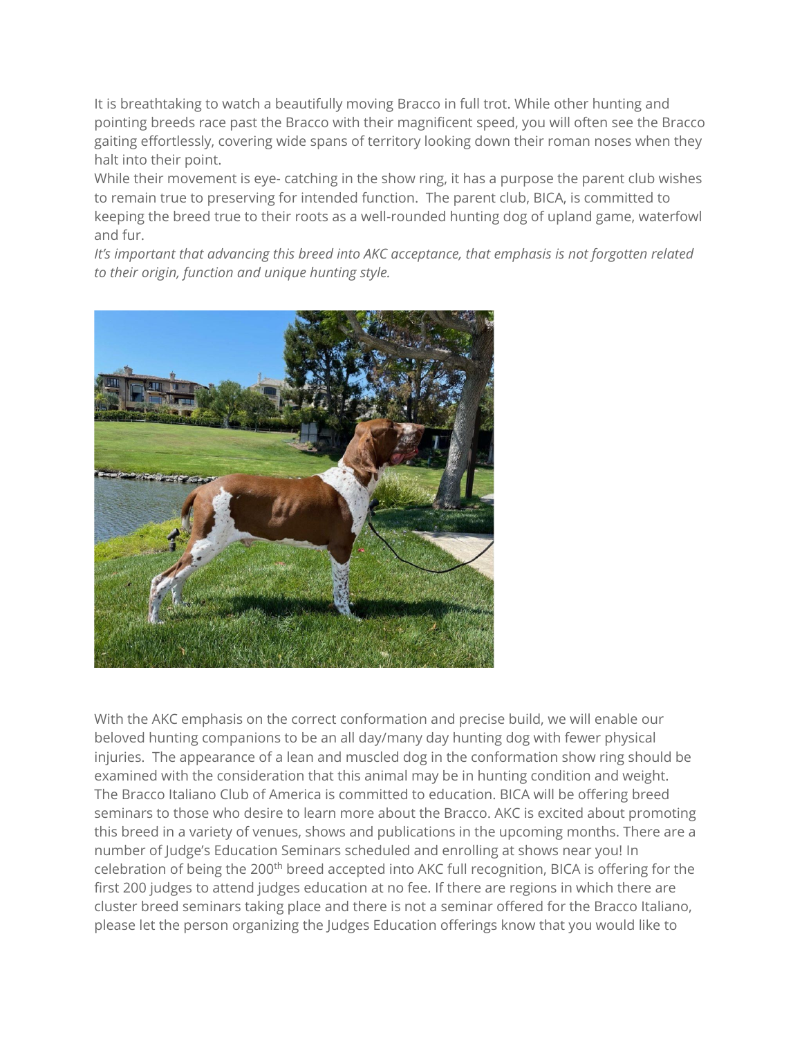It is breathtaking to watch a beautifully moving Bracco in full trot. While other hunting and pointing breeds race past the Bracco with their magnificent speed, you will often see the Bracco gaiting effortlessly, covering wide spans of territory looking down their roman noses when they halt into their point.

While their movement is eye- catching in the show ring, it has a purpose the parent club wishes to remain true to preserving for intended function. The parent club, BICA, is committed to keeping the breed true to their roots as a well-rounded hunting dog of upland game, waterfowl and fur.

*It's important that advancing this breed into AKC acceptance, that emphasis is not forgotten related to their origin, function and unique hunting style.*

With the AKC emphasis on the correct conformation and precise build, we will enable our beloved hunting companions to be an all day/many day hunting dog with fewer physical injuries. The appearance of a lean and muscled dog in the conformation show ring should be examined with the consideration that this animal may be in hunting condition and weight.

The Bracco Italiano Club of America is committed to education. BICA will be offering breed seminars to those who desire to learn more about the Bracco. AKC is excited about promoting this breed in a variety of venues, shows and publications in the upcoming months. There are a number of Judge's Education Seminars scheduled and enrolling at shows near you! In celebration of being the 200th breed accepted into AKC full recognition, BICA is offering for the first 200 judges to attend judges education at no fee. If there are regions in which there are cluster breed seminars taking place and there is not a seminar offered for the Bracco Italiano, please let the person organizing the Judges Education offerings know that you would like to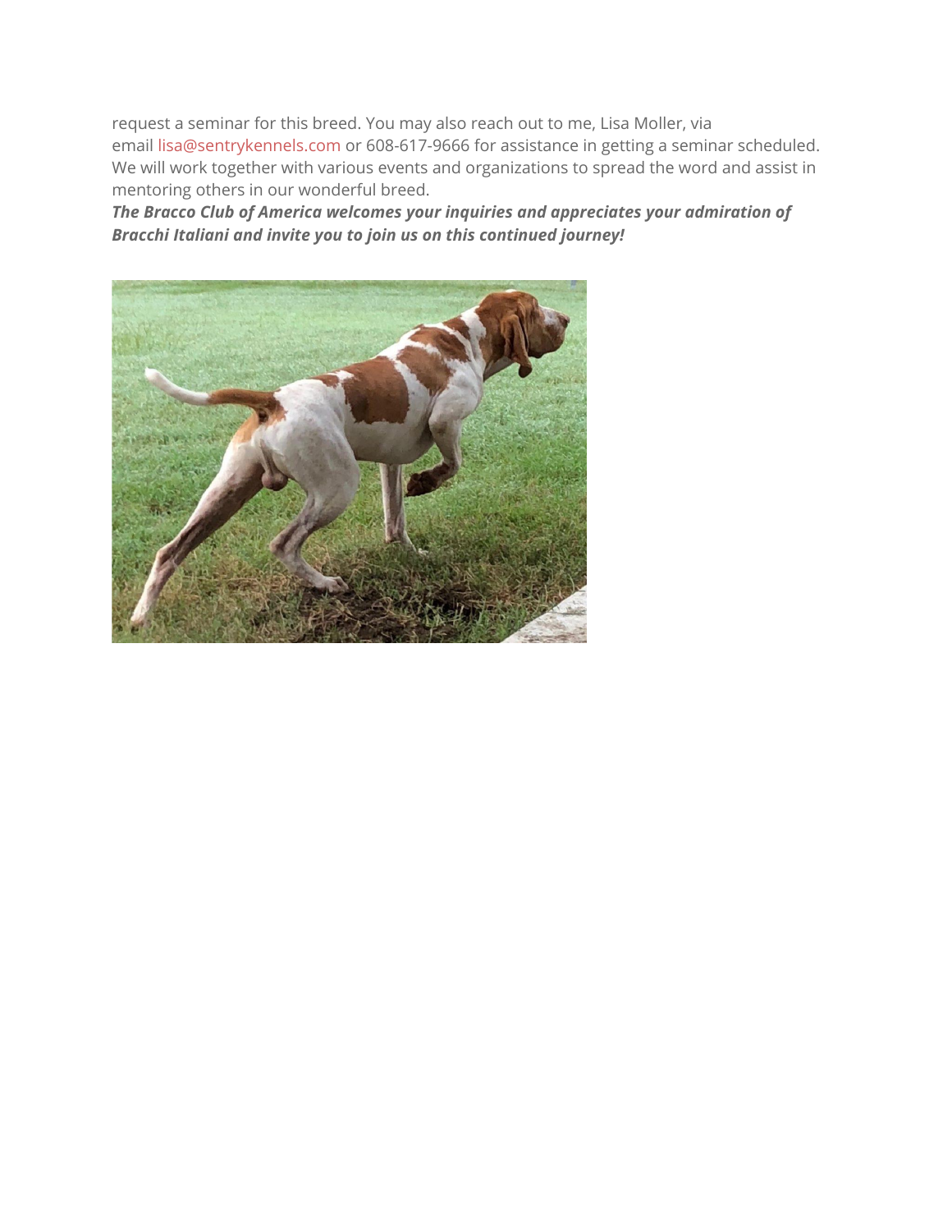request a seminar for this breed. You may also reach out to me, Lisa Moller, via email lisa@sentrykennels.com or 608-617-9666 for assistance in getting a seminar scheduled. We will work together with various events and organizations to spread the word and assist in mentoring others in our wonderful breed.

***The Bracco Club of America welcomes your inquiries and appreciates your admiration of Bracchi Italiani and invite you to join us on this continued journey!***